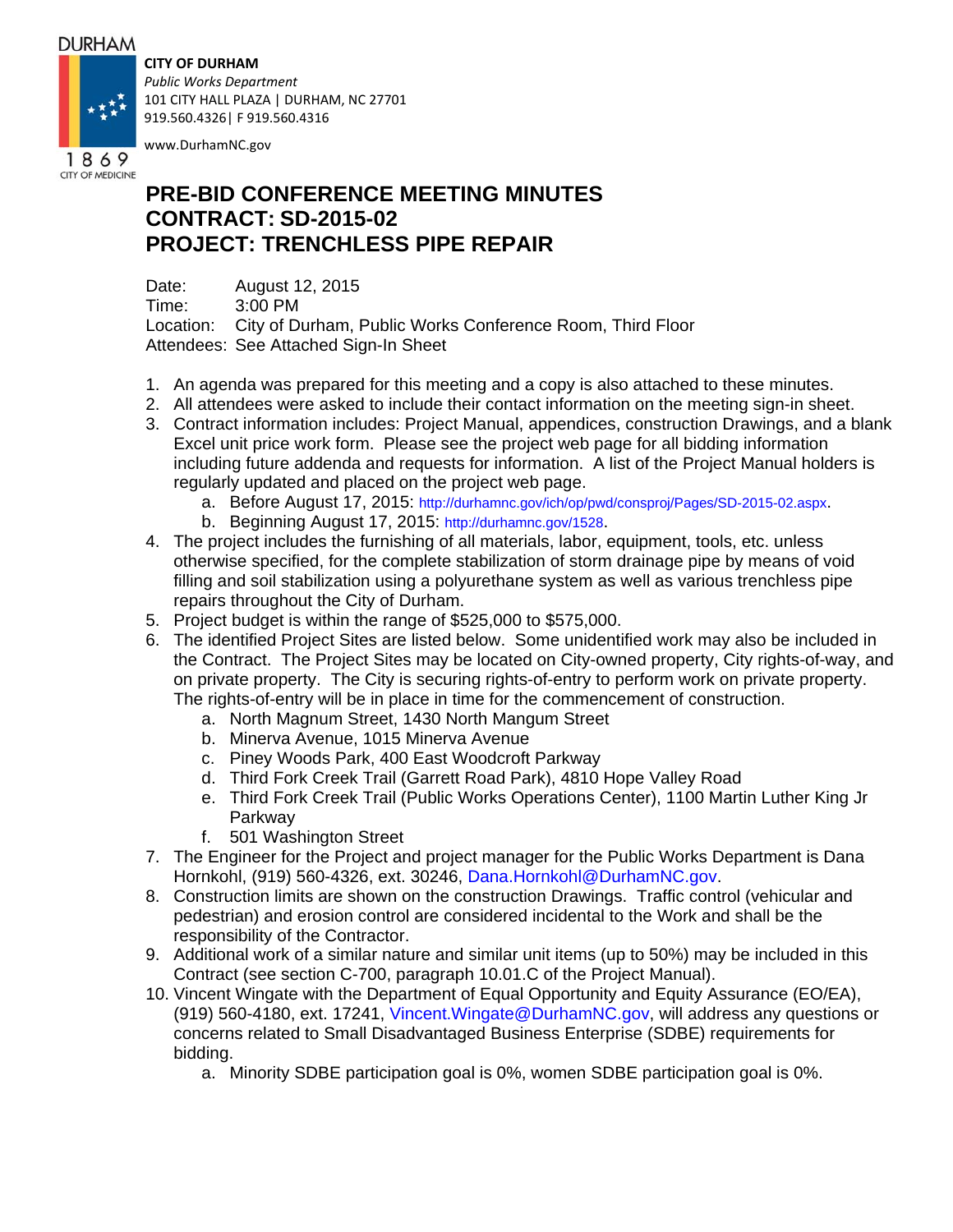DURHAM

1869
CITY OF MEDICINE

**CITY OF DURHAM**
*Public Works Department*
101 CITY HALL PLAZA | DURHAM, NC 27701
919.560.4326| F 919.560.4316

www.DurhamNC.gov

# PRE-BID CONFERENCE MEETING MINUTES
# CONTRACT: SD-2015-02
# PROJECT: TRENCHLESS PIPE REPAIR

Date: August 12, 2015
Time: 3:00 PM
Location: City of Durham, Public Works Conference Room, Third Floor
Attendees: See Attached Sign-In Sheet

1. An agenda was prepared for this meeting and a copy is also attached to these minutes.
2. All attendees were asked to include their contact information on the meeting sign-in sheet.
3. Contract information includes: Project Manual, appendices, construction Drawings, and a blank Excel unit price work form. Please see the project web page for all bidding information including future addenda and requests for information. A list of the Project Manual holders is regularly updated and placed on the project web page.
    a. Before August 17, 2015: http://durhamnc.gov/ich/op/pwd/consproj/Pages/SD-2015-02.aspx.
    b. Beginning August 17, 2015: http://durhamnc.gov/1528.
4. The project includes the furnishing of all materials, labor, equipment, tools, etc. unless otherwise specified, for the complete stabilization of storm drainage pipe by means of void filling and soil stabilization using a polyurethane system as well as various trenchless pipe repairs throughout the City of Durham.
5. Project budget is within the range of $525,000 to $575,000.
6. The identified Project Sites are listed below. Some unidentified work may also be included in the Contract. The Project Sites may be located on City-owned property, City rights-of-way, and on private property. The City is securing rights-of-entry to perform work on private property. The rights-of-entry will be in place in time for the commencement of construction.
    a. North Magnum Street, 1430 North Mangum Street
    b. Minerva Avenue, 1015 Minerva Avenue
    c. Piney Woods Park, 400 East Woodcroft Parkway
    d. Third Fork Creek Trail (Garrett Road Park), 4810 Hope Valley Road
    e. Third Fork Creek Trail (Public Works Operations Center), 1100 Martin Luther King Jr Parkway
    f. 501 Washington Street
7. The Engineer for the Project and project manager for the Public Works Department is Dana Hornkohl, (919) 560-4326, ext. 30246, Dana.Hornkohl@DurhamNC.gov.
8. Construction limits are shown on the construction Drawings. Traffic control (vehicular and pedestrian) and erosion control are considered incidental to the Work and shall be the responsibility of the Contractor.
9. Additional work of a similar nature and similar unit items (up to 50%) may be included in this Contract (see section C-700, paragraph 10.01.C of the Project Manual).
10. Vincent Wingate with the Department of Equal Opportunity and Equity Assurance (EO/EA), (919) 560-4180, ext. 17241, Vincent.Wingate@DurhamNC.gov, will address any questions or concerns related to Small Disadvantaged Business Enterprise (SDBE) requirements for bidding.
    a. Minority SDBE participation goal is 0%, women SDBE participation goal is 0%.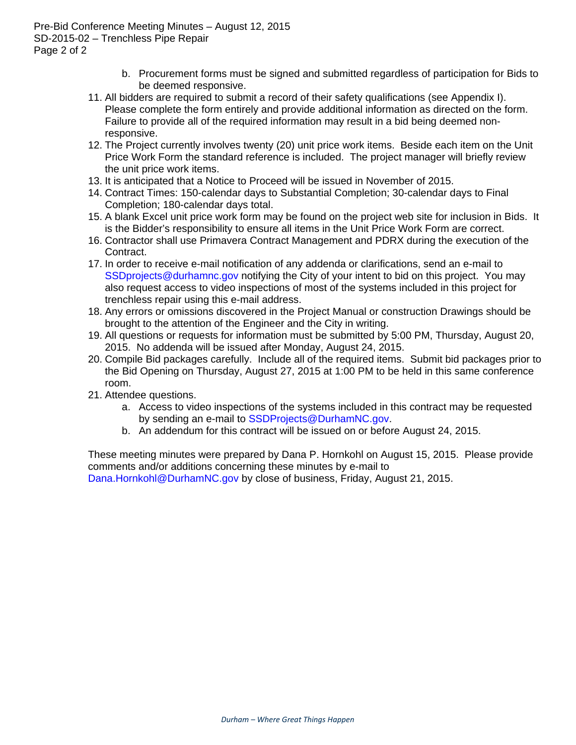b. Procurement forms must be signed and submitted regardless of participation for Bids to be deemed responsive.

11. All bidders are required to submit a record of their safety qualifications (see Appendix I). Please complete the form entirely and provide additional information as directed on the form. Failure to provide all of the required information may result in a bid being deemed non-responsive.
12. The Project currently involves twenty (20) unit price work items. Beside each item on the Unit Price Work Form the standard reference is included. The project manager will briefly review the unit price work items.
13. It is anticipated that a Notice to Proceed will be issued in November of 2015.
14. Contract Times: 150-calendar days to Substantial Completion; 30-calendar days to Final Completion; 180-calendar days total.
15. A blank Excel unit price work form may be found on the project web site for inclusion in Bids. It is the Bidder's responsibility to ensure all items in the Unit Price Work Form are correct.
16. Contractor shall use Primavera Contract Management and PDRX during the execution of the Contract.
17. In order to receive e-mail notification of any addenda or clarifications, send an e-mail to SSDprojects@durhamnc.gov notifying the City of your intent to bid on this project. You may also request access to video inspections of most of the systems included in this project for trenchless repair using this e-mail address.
18. Any errors or omissions discovered in the Project Manual or construction Drawings should be brought to the attention of the Engineer and the City in writing.
19. All questions or requests for information must be submitted by 5:00 PM, Thursday, August 20, 2015. No addenda will be issued after Monday, August 24, 2015.
20. Compile Bid packages carefully. Include all of the required items. Submit bid packages prior to the Bid Opening on Thursday, August 27, 2015 at 1:00 PM to be held in this same conference room.
21. Attendee questions.
    a. Access to video inspections of the systems included in this contract may be requested by sending an e-mail to SSDProjects@DurhamNC.gov.
    b. An addendum for this contract will be issued on or before August 24, 2015.

These meeting minutes were prepared by Dana P. Hornkohl on August 15, 2015. Please provide comments and/or additions concerning these minutes by e-mail to Dana.Hornkohl@DurhamNC.gov by close of business, Friday, August 21, 2015.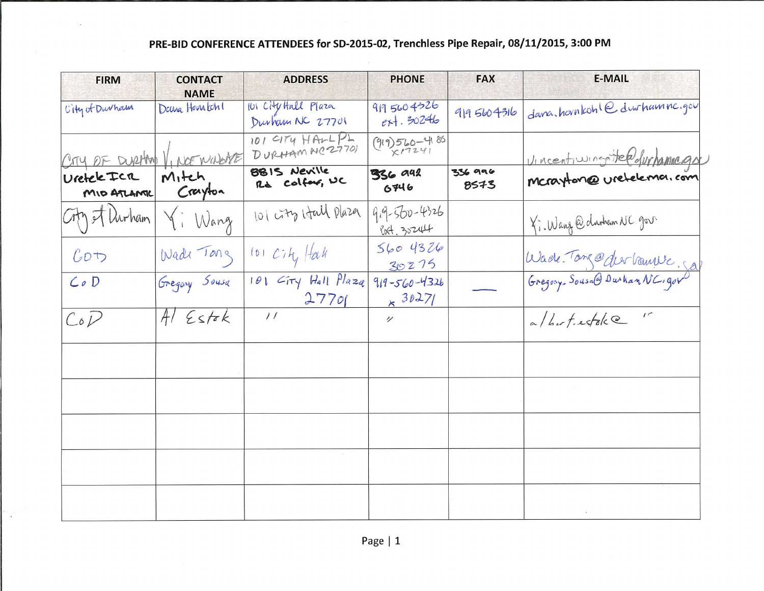**PRE-BID CONFERENCE ATTENDEES for SD-2015-02, Trenchless Pipe Repair, 08/11/2015, 3:00 PM**

| FIRM | CONTACT NAME | ADDRESS | PHONE | FAX | E-MAIL |
|---|---|---|---|---|---|
| City of Durham | Dana Hornkohl | 101 City Hall Plaza Durham NC 27701 | 919 560 4326 ext. 30246 | 919 560 4316 | dana.hornkohl@durhamnc.gov |
| City of Durham | Vince Wingate | 101 City Hall Pl Durham NC 27701 | (919) 560-4186 x17241 | | vincent.wingate@durhamnc.gov |
| Uretek ICR Mid Atlantic | Mitch Crayton | 8815 Neville Rd Colfax, NC | 336 992 6746 | 336 996 8573 | mcrayton@uretekma.com |
| City of Durham | Yi Wang | 101 City Hall Plaza | 919-560-4326 Ext. 30244 | | Yi.Wang@durhamNC.gov |
| COD | Wade Tong | 101 City Hall | 560 4326 30275 | | Wade.Tong@durhamnc.gov |
| CoD | Gregory Sousa | 101 City Hall Plaza 27701 | 919-560-4326 x 30271 | — | Gregory.Sousa@DurhamNC.gov |
| CoD | Al Estok | " | " | | albert.estok@ " |
| | | | | | |
| | | | | | |
| | | | | | |
| | | | | | |
| | | | | | |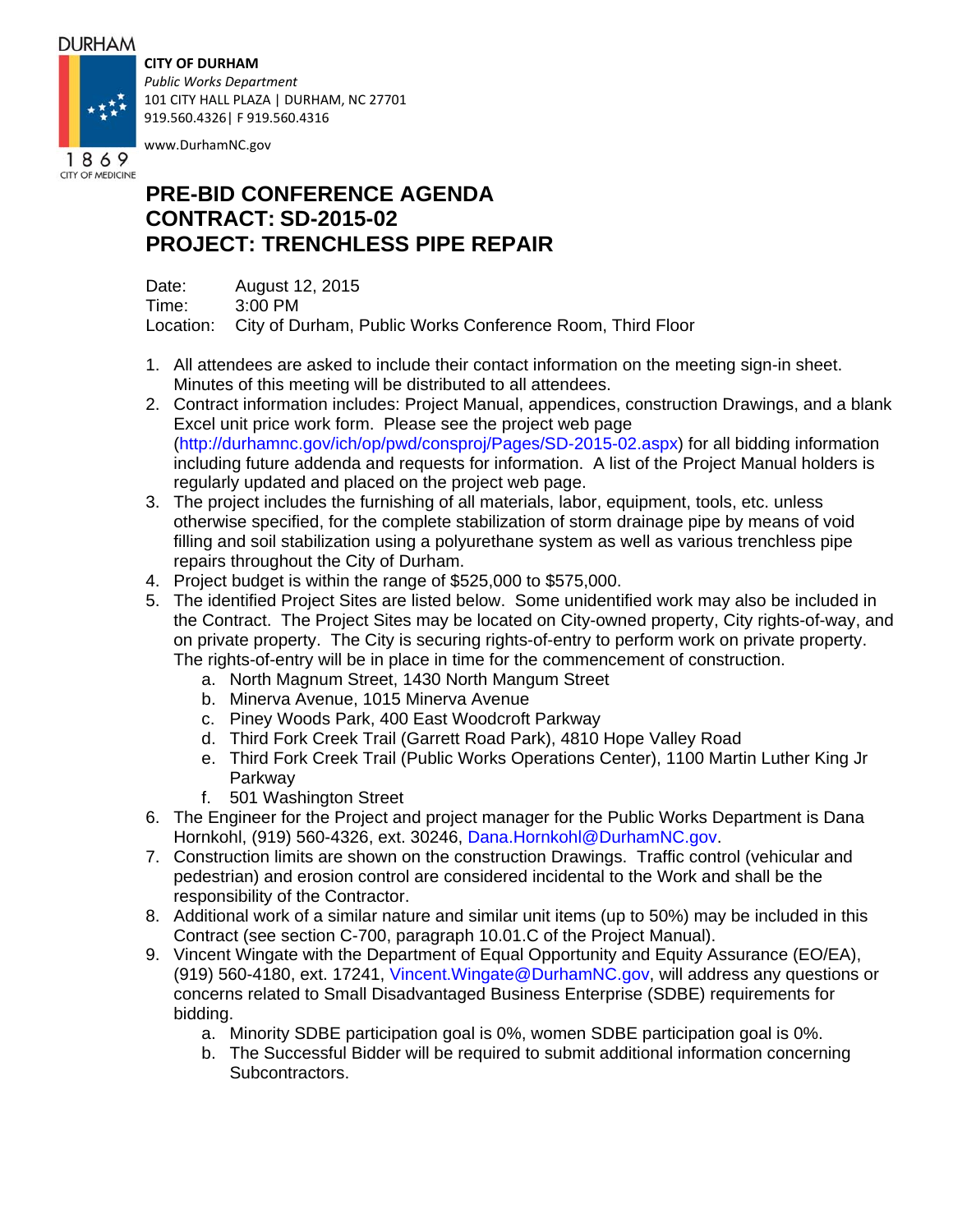DURHAM

1869
CITY OF MEDICINE

**CITY OF DURHAM**
*Public Works Department*
101 CITY HALL PLAZA | DURHAM, NC 27701
919.560.4326| F 919.560.4316

www.DurhamNC.gov

# PRE-BID CONFERENCE AGENDA
# CONTRACT: SD-2015-02
# PROJECT: TRENCHLESS PIPE REPAIR

Date: August 12, 2015
Time: 3:00 PM
Location: City of Durham, Public Works Conference Room, Third Floor

1. All attendees are asked to include their contact information on the meeting sign-in sheet. Minutes of this meeting will be distributed to all attendees.
2. Contract information includes: Project Manual, appendices, construction Drawings, and a blank Excel unit price work form. Please see the project web page (http://durhamnc.gov/ich/op/pwd/consproj/Pages/SD-2015-02.aspx) for all bidding information including future addenda and requests for information. A list of the Project Manual holders is regularly updated and placed on the project web page.
3. The project includes the furnishing of all materials, labor, equipment, tools, etc. unless otherwise specified, for the complete stabilization of storm drainage pipe by means of void filling and soil stabilization using a polyurethane system as well as various trenchless pipe repairs throughout the City of Durham.
4. Project budget is within the range of $525,000 to $575,000.
5. The identified Project Sites are listed below. Some unidentified work may also be included in the Contract. The Project Sites may be located on City-owned property, City rights-of-way, and on private property. The City is securing rights-of-entry to perform work on private property. The rights-of-entry will be in place in time for the commencement of construction.
    a. North Magnum Street, 1430 North Mangum Street
    b. Minerva Avenue, 1015 Minerva Avenue
    c. Piney Woods Park, 400 East Woodcroft Parkway
    d. Third Fork Creek Trail (Garrett Road Park), 4810 Hope Valley Road
    e. Third Fork Creek Trail (Public Works Operations Center), 1100 Martin Luther King Jr Parkway
    f. 501 Washington Street
6. The Engineer for the Project and project manager for the Public Works Department is Dana Hornkohl, (919) 560-4326, ext. 30246, Dana.Hornkohl@DurhamNC.gov.
7. Construction limits are shown on the construction Drawings. Traffic control (vehicular and pedestrian) and erosion control are considered incidental to the Work and shall be the responsibility of the Contractor.
8. Additional work of a similar nature and similar unit items (up to 50%) may be included in this Contract (see section C-700, paragraph 10.01.C of the Project Manual).
9. Vincent Wingate with the Department of Equal Opportunity and Equity Assurance (EO/EA), (919) 560-4180, ext. 17241, Vincent.Wingate@DurhamNC.gov, will address any questions or concerns related to Small Disadvantaged Business Enterprise (SDBE) requirements for bidding.
    a. Minority SDBE participation goal is 0%, women SDBE participation goal is 0%.
    b. The Successful Bidder will be required to submit additional information concerning Subcontractors.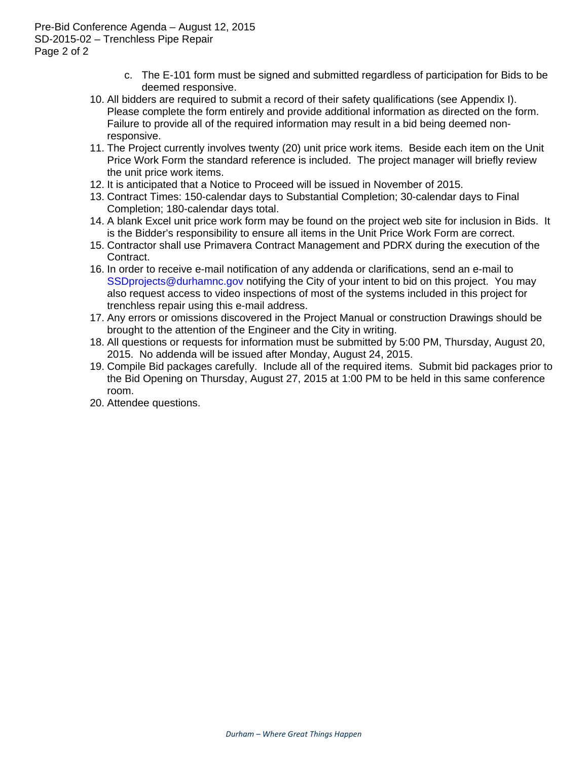c. The E-101 form must be signed and submitted regardless of participation for Bids to be deemed responsive.

10. All bidders are required to submit a record of their safety qualifications (see Appendix I). Please complete the form entirely and provide additional information as directed on the form. Failure to provide all of the required information may result in a bid being deemed non-responsive.
11. The Project currently involves twenty (20) unit price work items. Beside each item on the Unit Price Work Form the standard reference is included. The project manager will briefly review the unit price work items.
12. It is anticipated that a Notice to Proceed will be issued in November of 2015.
13. Contract Times: 150-calendar days to Substantial Completion; 30-calendar days to Final Completion; 180-calendar days total.
14. A blank Excel unit price work form may be found on the project web site for inclusion in Bids. It is the Bidder's responsibility to ensure all items in the Unit Price Work Form are correct.
15. Contractor shall use Primavera Contract Management and PDRX during the execution of the Contract.
16. In order to receive e-mail notification of any addenda or clarifications, send an e-mail to SSDprojects@durhamnc.gov notifying the City of your intent to bid on this project. You may also request access to video inspections of most of the systems included in this project for trenchless repair using this e-mail address.
17. Any errors or omissions discovered in the Project Manual or construction Drawings should be brought to the attention of the Engineer and the City in writing.
18. All questions or requests for information must be submitted by 5:00 PM, Thursday, August 20, 2015. No addenda will be issued after Monday, August 24, 2015.
19. Compile Bid packages carefully. Include all of the required items. Submit bid packages prior to the Bid Opening on Thursday, August 27, 2015 at 1:00 PM to be held in this same conference room.
20. Attendee questions.